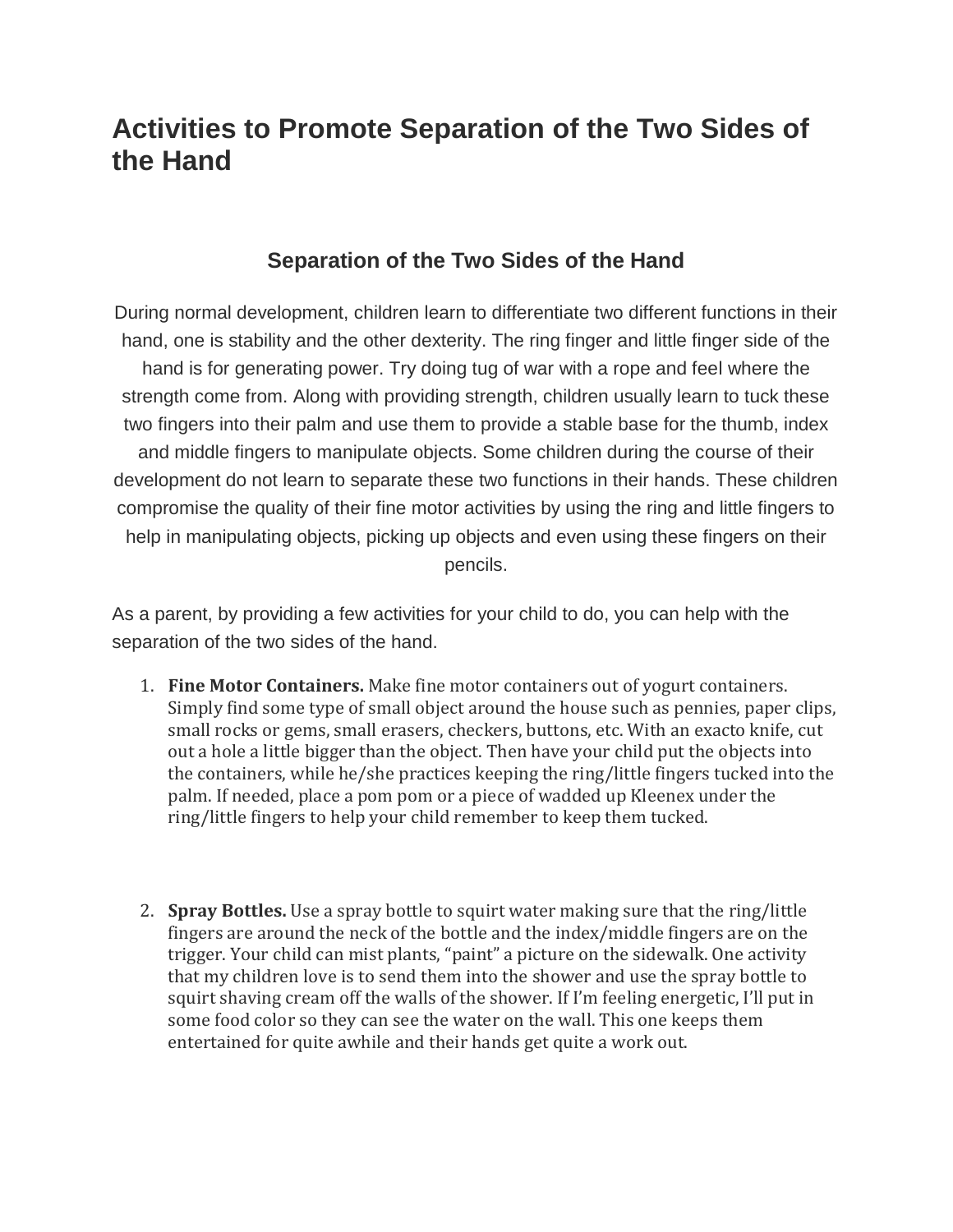# Activities to Promote Separation of the Two Sides of the Hand

## Separation of the Two Sides of the Hand

During normal development, children learn to differentiate two different functions in their hand, one is stability and the other dexterity. The ring finger and little finger side of the hand is for generating power. Try doing tug of war with a rope and feel where the strength come from. Along with providing strength, children usually learn to tuck these two fingers into their palm and use them to provide a stable base for the thumb, index and middle fingers to manipulate objects. Some children during the course of their development do not learn to separate these two functions in their hands. These children compromise the quality of their fine motor activities by using the ring and little fingers to help in manipulating objects, picking up objects and even using these fingers on their pencils.

As a parent, by providing a few activities for your child to do, you can help with the separation of the two sides of the hand.

1. **Fine Motor Containers.** Make fine motor containers out of yogurt containers. Simply find some type of small object around the house such as pennies, paper clips, small rocks or gems, small erasers, checkers, buttons, etc. With an exacto knife, cut out a hole a little bigger than the object. Then have your child put the objects into the containers, while he/she practices keeping the ring/little fingers tucked into the palm. If needed, place a pom pom or a piece of wadded up Kleenex under the ring/little fingers to help your child remember to keep them tucked.

2. **Spray Bottles.** Use a spray bottle to squirt water making sure that the ring/little fingers are around the neck of the bottle and the index/middle fingers are on the trigger. Your child can mist plants, "paint" a picture on the sidewalk. One activity that my children love is to send them into the shower and use the spray bottle to squirt shaving cream off the walls of the shower. If I'm feeling energetic, I'll put in some food color so they can see the water on the wall. This one keeps them entertained for quite awhile and their hands get quite a work out.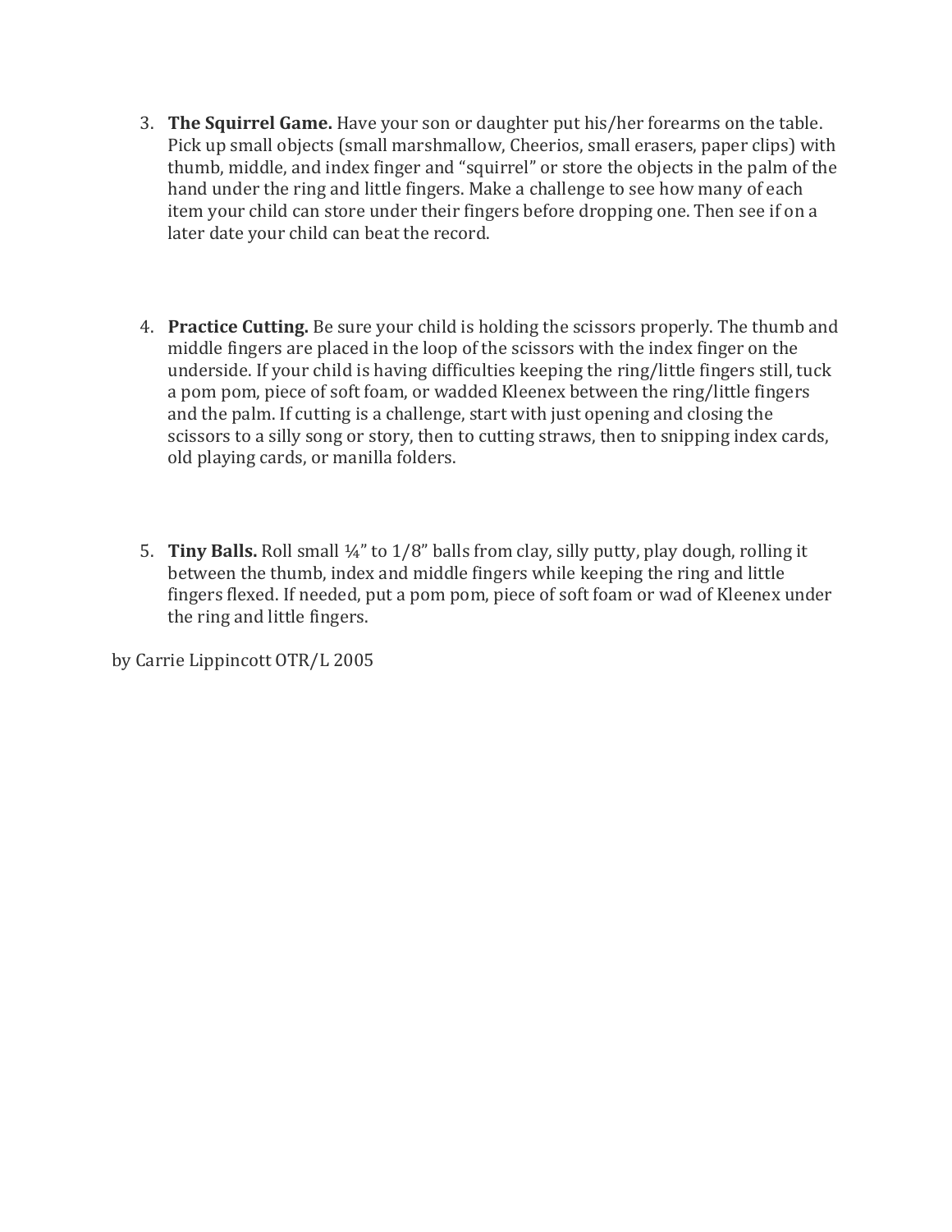3. **The Squirrel Game.** Have your son or daughter put his/her forearms on the table. Pick up small objects (small marshmallow, Cheerios, small erasers, paper clips) with thumb, middle, and index finger and "squirrel" or store the objects in the palm of the hand under the ring and little fingers. Make a challenge to see how many of each item your child can store under their fingers before dropping one. Then see if on a later date your child can beat the record.

4. **Practice Cutting.** Be sure your child is holding the scissors properly. The thumb and middle fingers are placed in the loop of the scissors with the index finger on the underside. If your child is having difficulties keeping the ring/little fingers still, tuck a pom pom, piece of soft foam, or wadded Kleenex between the ring/little fingers and the palm. If cutting is a challenge, start with just opening and closing the scissors to a silly song or story, then to cutting straws, then to snipping index cards, old playing cards, or manilla folders.

5. **Tiny Balls.** Roll small ¼" to 1/8" balls from clay, silly putty, play dough, rolling it between the thumb, index and middle fingers while keeping the ring and little fingers flexed. If needed, put a pom pom, piece of soft foam or wad of Kleenex under the ring and little fingers.

by Carrie Lippincott OTR/L 2005